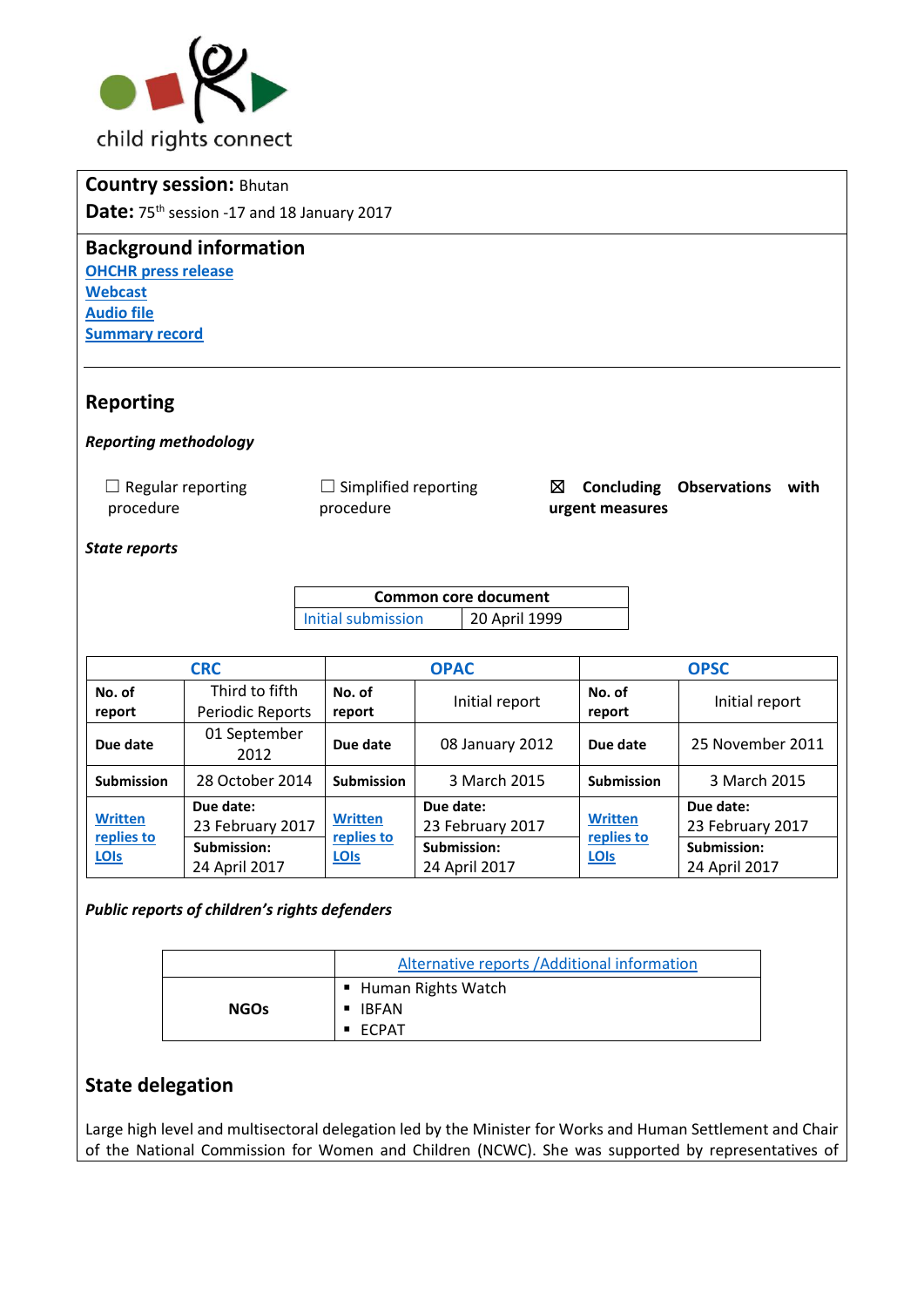child rights connect

**Country session:** Bhutan

**Date:** 75th session -17 and 18 January 2017

## Background information

[OHCHR press release](#)
[Webcast](#)
[Audio file](#)
[Summary record](#)

## Reporting

***Reporting methodology***

☐ Regular reporting procedure    ☐ Simplified reporting procedure    ☒ **Concluding Observations with urgent measures**

***State reports***

| Common core document | |
|---|---|
| Initial submission | 20 April 1999 |

| CRC | | OPAC | | OPSC | |
|---|---|---|---|---|---|
| **No. of report** | Third to fifth Periodic Reports | **No. of report** | Initial report | **No. of report** | Initial report |
| **Due date** | 01 September 2012 | **Due date** | 08 January 2012 | **Due date** | 25 November 2011 |
| **Submission** | 28 October 2014 | **Submission** | 3 March 2015 | **Submission** | 3 March 2015 |
| **Written replies to LOIs** | **Due date:** 23 February 2017 | **Written replies to LOIs** | **Due date:** 23 February 2017 | **Written replies to LOIs** | **Due date:** 23 February 2017 |
| | **Submission:** 24 April 2017 | | **Submission:** 24 April 2017 | | **Submission:** 24 April 2017 |

***Public reports of children's rights defenders***

| | Alternative reports /Additional information |
|---|---|
| **NGOs** | ▪ Human Rights Watch<br>▪ IBFAN<br>▪ ECPAT |

## State delegation

Large high level and multisectoral delegation led by the Minister for Works and Human Settlement and Chair of the National Commission for Women and Children (NCWC). She was supported by representatives of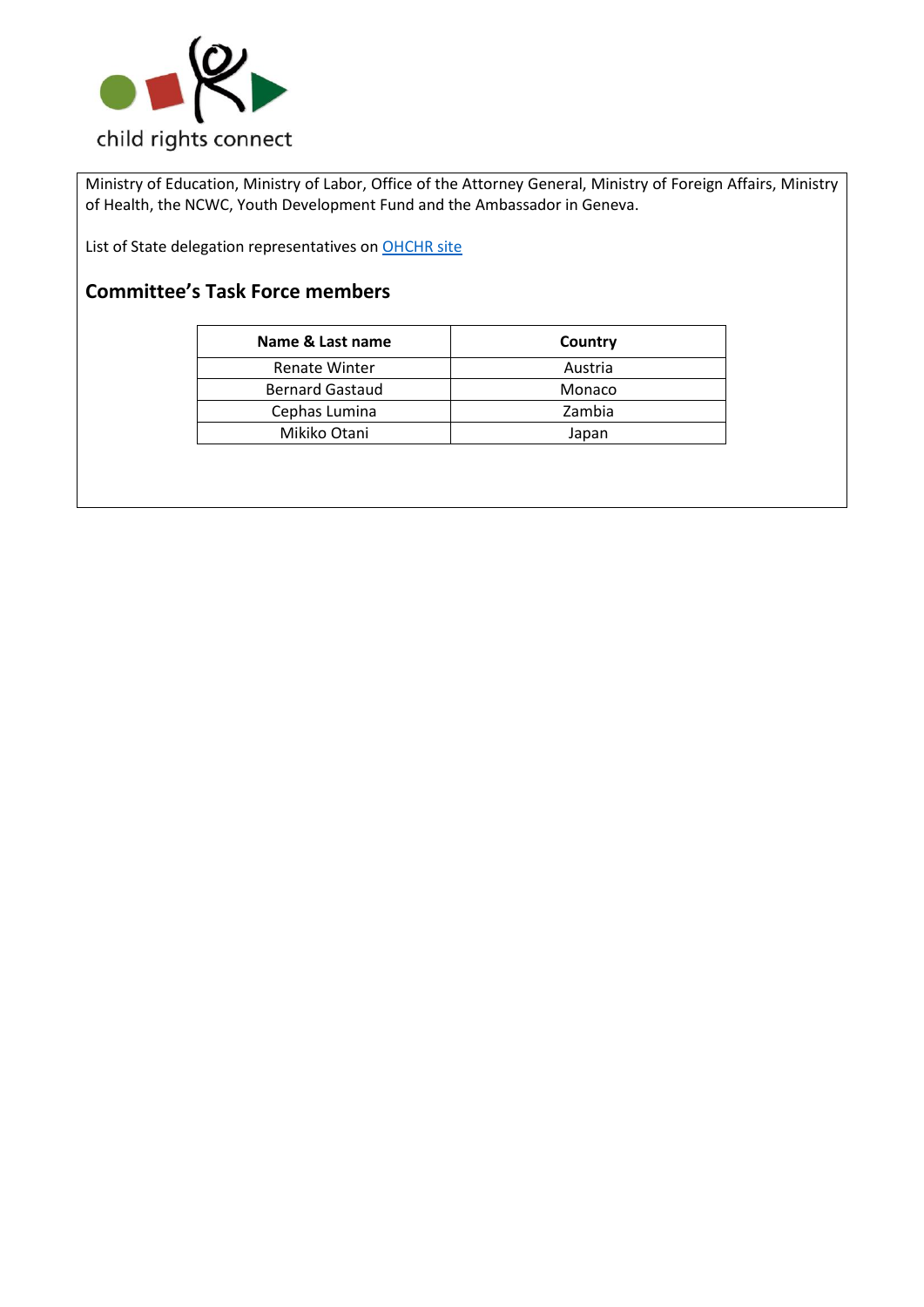Ministry of Education, Ministry of Labor, Office of the Attorney General, Ministry of Foreign Affairs, Ministry of Health, the NCWC, Youth Development Fund and the Ambassador in Geneva.

List of State delegation representatives on [OHCHR site]

## Committee's Task Force members

| Name & Last name | Country |
|---|---|
| Renate Winter | Austria |
| Bernard Gastaud | Monaco |
| Cephas Lumina | Zambia |
| Mikiko Otani | Japan |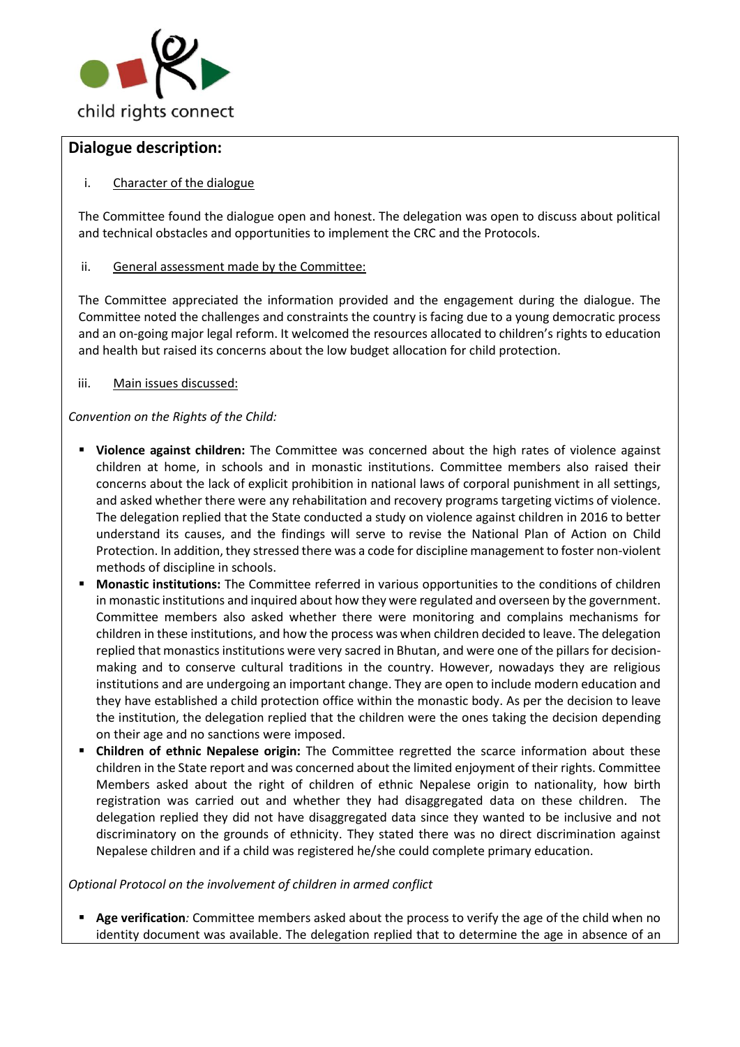## Dialogue description:

i. Character of the dialogue

The Committee found the dialogue open and honest. The delegation was open to discuss about political and technical obstacles and opportunities to implement the CRC and the Protocols.

ii. General assessment made by the Committee:

The Committee appreciated the information provided and the engagement during the dialogue. The Committee noted the challenges and constraints the country is facing due to a young democratic process and an on-going major legal reform. It welcomed the resources allocated to children's rights to education and health but raised its concerns about the low budget allocation for child protection.

iii. Main issues discussed:

*Convention on the Rights of the Child:*

- **Violence against children:** The Committee was concerned about the high rates of violence against children at home, in schools and in monastic institutions. Committee members also raised their concerns about the lack of explicit prohibition in national laws of corporal punishment in all settings, and asked whether there were any rehabilitation and recovery programs targeting victims of violence. The delegation replied that the State conducted a study on violence against children in 2016 to better understand its causes, and the findings will serve to revise the National Plan of Action on Child Protection. In addition, they stressed there was a code for discipline management to foster non-violent methods of discipline in schools.
- **Monastic institutions:** The Committee referred in various opportunities to the conditions of children in monastic institutions and inquired about how they were regulated and overseen by the government. Committee members also asked whether there were monitoring and complains mechanisms for children in these institutions, and how the process was when children decided to leave. The delegation replied that monastics institutions were very sacred in Bhutan, and were one of the pillars for decision-making and to conserve cultural traditions in the country. However, nowadays they are religious institutions and are undergoing an important change. They are open to include modern education and they have established a child protection office within the monastic body. As per the decision to leave the institution, the delegation replied that the children were the ones taking the decision depending on their age and no sanctions were imposed.
- **Children of ethnic Nepalese origin:** The Committee regretted the scarce information about these children in the State report and was concerned about the limited enjoyment of their rights. Committee Members asked about the right of children of ethnic Nepalese origin to nationality, how birth registration was carried out and whether they had disaggregated data on these children. The delegation replied they did not have disaggregated data since they wanted to be inclusive and not discriminatory on the grounds of ethnicity. They stated there was no direct discrimination against Nepalese children and if a child was registered he/she could complete primary education.

*Optional Protocol on the involvement of children in armed conflict*

- **Age verification***:* Committee members asked about the process to verify the age of the child when no identity document was available. The delegation replied that to determine the age in absence of an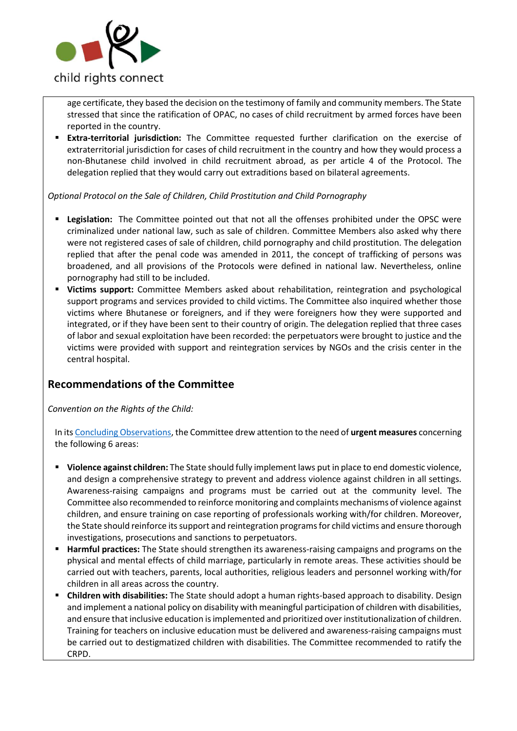age certificate, they based the decision on the testimony of family and community members. The State stressed that since the ratification of OPAC, no cases of child recruitment by armed forces have been reported in the country.

- **Extra-territorial jurisdiction:** The Committee requested further clarification on the exercise of extraterritorial jurisdiction for cases of child recruitment in the country and how they would process a non-Bhutanese child involved in child recruitment abroad, as per article 4 of the Protocol. The delegation replied that they would carry out extraditions based on bilateral agreements.

*Optional Protocol on the Sale of Children, Child Prostitution and Child Pornography*

- **Legislation:** The Committee pointed out that not all the offenses prohibited under the OPSC were criminalized under national law, such as sale of children. Committee Members also asked why there were not registered cases of sale of children, child pornography and child prostitution. The delegation replied that after the penal code was amended in 2011, the concept of trafficking of persons was broadened, and all provisions of the Protocols were defined in national law. Nevertheless, online pornography had still to be included.
- **Victims support:** Committee Members asked about rehabilitation, reintegration and psychological support programs and services provided to child victims. The Committee also inquired whether those victims where Bhutanese or foreigners, and if they were foreigners how they were supported and integrated, or if they have been sent to their country of origin. The delegation replied that three cases of labor and sexual exploitation have been recorded: the perpetuators were brought to justice and the victims were provided with support and reintegration services by NGOs and the crisis center in the central hospital.

## Recommendations of the Committee

*Convention on the Rights of the Child:*

In its [Concluding Observations](), the Committee drew attention to the need of **urgent measures** concerning the following 6 areas:

- **Violence against children:** The State should fully implement laws put in place to end domestic violence, and design a comprehensive strategy to prevent and address violence against children in all settings. Awareness-raising campaigns and programs must be carried out at the community level. The Committee also recommended to reinforce monitoring and complaints mechanisms of violence against children, and ensure training on case reporting of professionals working with/for children. Moreover, the State should reinforce its support and reintegration programs for child victims and ensure thorough investigations, prosecutions and sanctions to perpetuators.
- **Harmful practices:** The State should strengthen its awareness-raising campaigns and programs on the physical and mental effects of child marriage, particularly in remote areas. These activities should be carried out with teachers, parents, local authorities, religious leaders and personnel working with/for children in all areas across the country.
- **Children with disabilities:** The State should adopt a human rights-based approach to disability. Design and implement a national policy on disability with meaningful participation of children with disabilities, and ensure that inclusive education is implemented and prioritized over institutionalization of children. Training for teachers on inclusive education must be delivered and awareness-raising campaigns must be carried out to destigmatized children with disabilities. The Committee recommended to ratify the CRPD.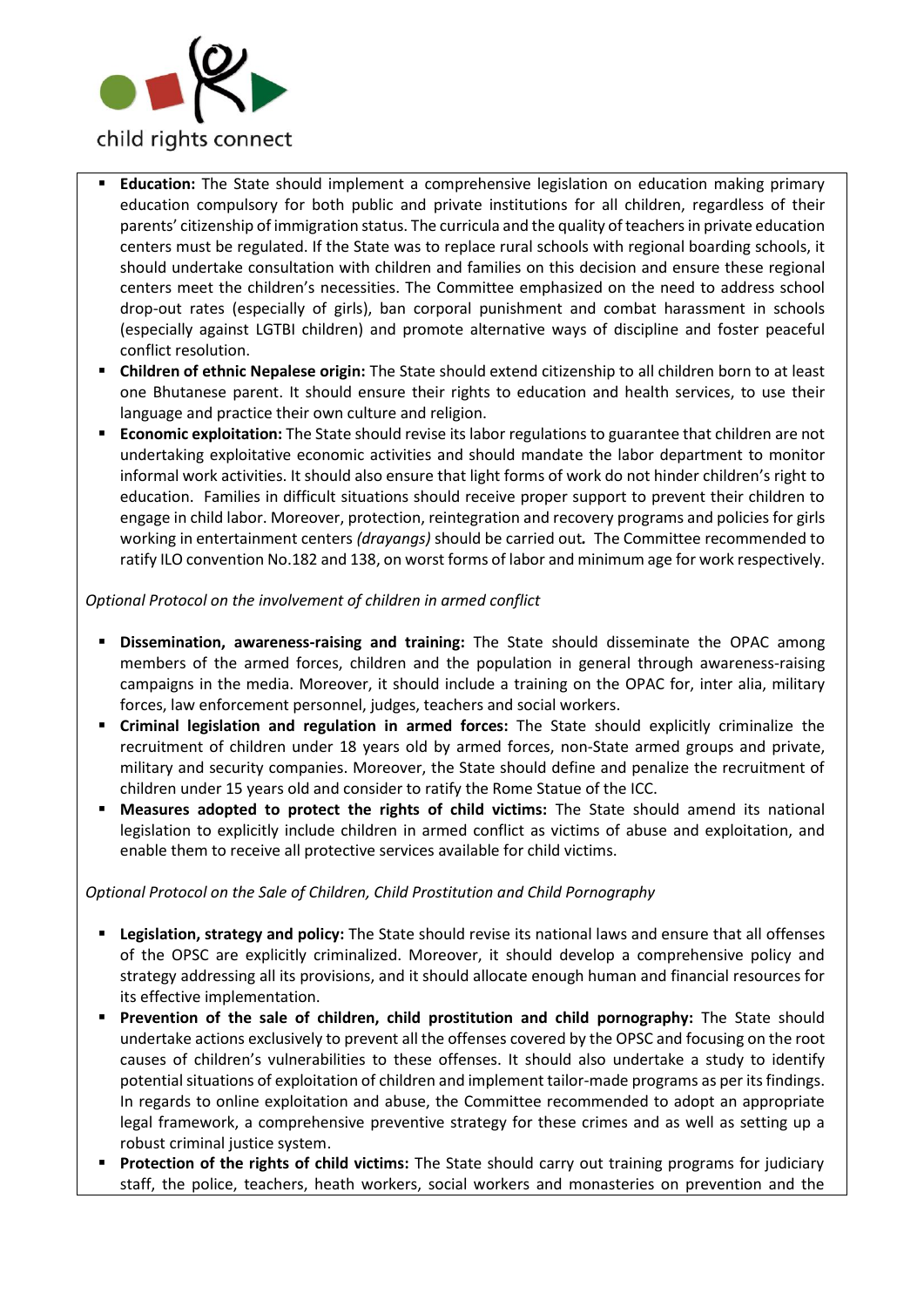- **Education:** The State should implement a comprehensive legislation on education making primary education compulsory for both public and private institutions for all children, regardless of their parents' citizenship of immigration status. The curricula and the quality of teachers in private education centers must be regulated. If the State was to replace rural schools with regional boarding schools, it should undertake consultation with children and families on this decision and ensure these regional centers meet the children's necessities. The Committee emphasized on the need to address school drop-out rates (especially of girls), ban corporal punishment and combat harassment in schools (especially against LGTBI children) and promote alternative ways of discipline and foster peaceful conflict resolution.
- **Children of ethnic Nepalese origin:** The State should extend citizenship to all children born to at least one Bhutanese parent. It should ensure their rights to education and health services, to use their language and practice their own culture and religion.
- **Economic exploitation:** The State should revise its labor regulations to guarantee that children are not undertaking exploitative economic activities and should mandate the labor department to monitor informal work activities. It should also ensure that light forms of work do not hinder children's right to education. Families in difficult situations should receive proper support to prevent their children to engage in child labor. Moreover, protection, reintegration and recovery programs and policies for girls working in entertainment centers *(drayangs)* should be carried out. The Committee recommended to ratify ILO convention No.182 and 138, on worst forms of labor and minimum age for work respectively.

*Optional Protocol on the involvement of children in armed conflict*

- **Dissemination, awareness-raising and training:** The State should disseminate the OPAC among members of the armed forces, children and the population in general through awareness-raising campaigns in the media. Moreover, it should include a training on the OPAC for, inter alia, military forces, law enforcement personnel, judges, teachers and social workers.
- **Criminal legislation and regulation in armed forces:** The State should explicitly criminalize the recruitment of children under 18 years old by armed forces, non-State armed groups and private, military and security companies. Moreover, the State should define and penalize the recruitment of children under 15 years old and consider to ratify the Rome Statue of the ICC.
- **Measures adopted to protect the rights of child victims:** The State should amend its national legislation to explicitly include children in armed conflict as victims of abuse and exploitation, and enable them to receive all protective services available for child victims.

*Optional Protocol on the Sale of Children, Child Prostitution and Child Pornography*

- **Legislation, strategy and policy:** The State should revise its national laws and ensure that all offenses of the OPSC are explicitly criminalized. Moreover, it should develop a comprehensive policy and strategy addressing all its provisions, and it should allocate enough human and financial resources for its effective implementation.
- **Prevention of the sale of children, child prostitution and child pornography:** The State should undertake actions exclusively to prevent all the offenses covered by the OPSC and focusing on the root causes of children's vulnerabilities to these offenses. It should also undertake a study to identify potential situations of exploitation of children and implement tailor-made programs as per its findings. In regards to online exploitation and abuse, the Committee recommended to adopt an appropriate legal framework, a comprehensive preventive strategy for these crimes and as well as setting up a robust criminal justice system.
- **Protection of the rights of child victims:** The State should carry out training programs for judiciary staff, the police, teachers, heath workers, social workers and monasteries on prevention and the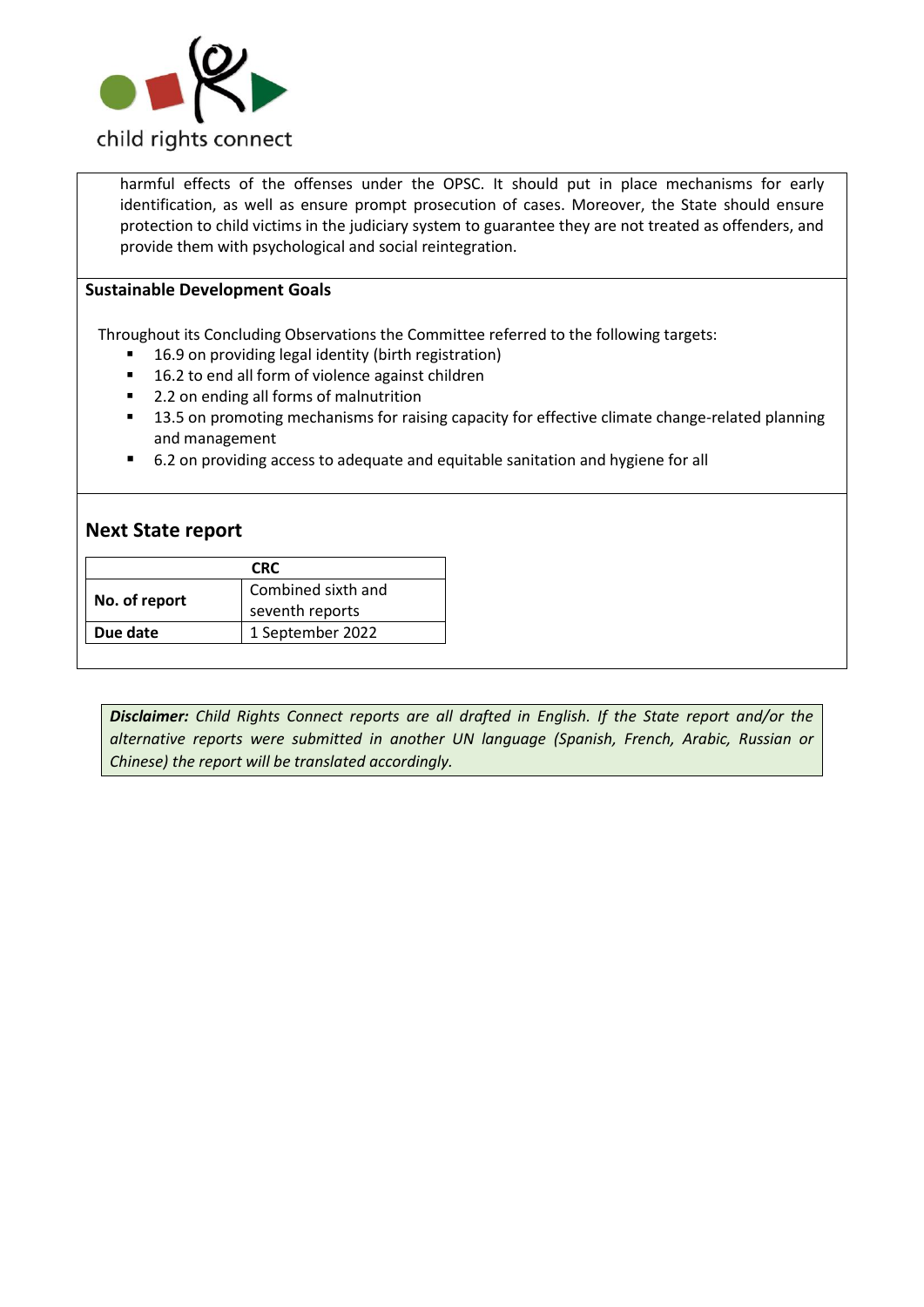harmful effects of the offenses under the OPSC. It should put in place mechanisms for early identification, as well as ensure prompt prosecution of cases. Moreover, the State should ensure protection to child victims in the judiciary system to guarantee they are not treated as offenders, and provide them with psychological and social reintegration.

**Sustainable Development Goals**

Throughout its Concluding Observations the Committee referred to the following targets:

- 16.9 on providing legal identity (birth registration)
- 16.2 to end all form of violence against children
- 2.2 on ending all forms of malnutrition
- 13.5 on promoting mechanisms for raising capacity for effective climate change-related planning and management
- 6.2 on providing access to adequate and equitable sanitation and hygiene for all

## Next State report

| CRC | |
|---|---|
| **No. of report** | Combined sixth and seventh reports |
| **Due date** | 1 September 2022 |

***Disclaimer:*** *Child Rights Connect reports are all drafted in English. If the State report and/or the alternative reports were submitted in another UN language (Spanish, French, Arabic, Russian or Chinese) the report will be translated accordingly.*